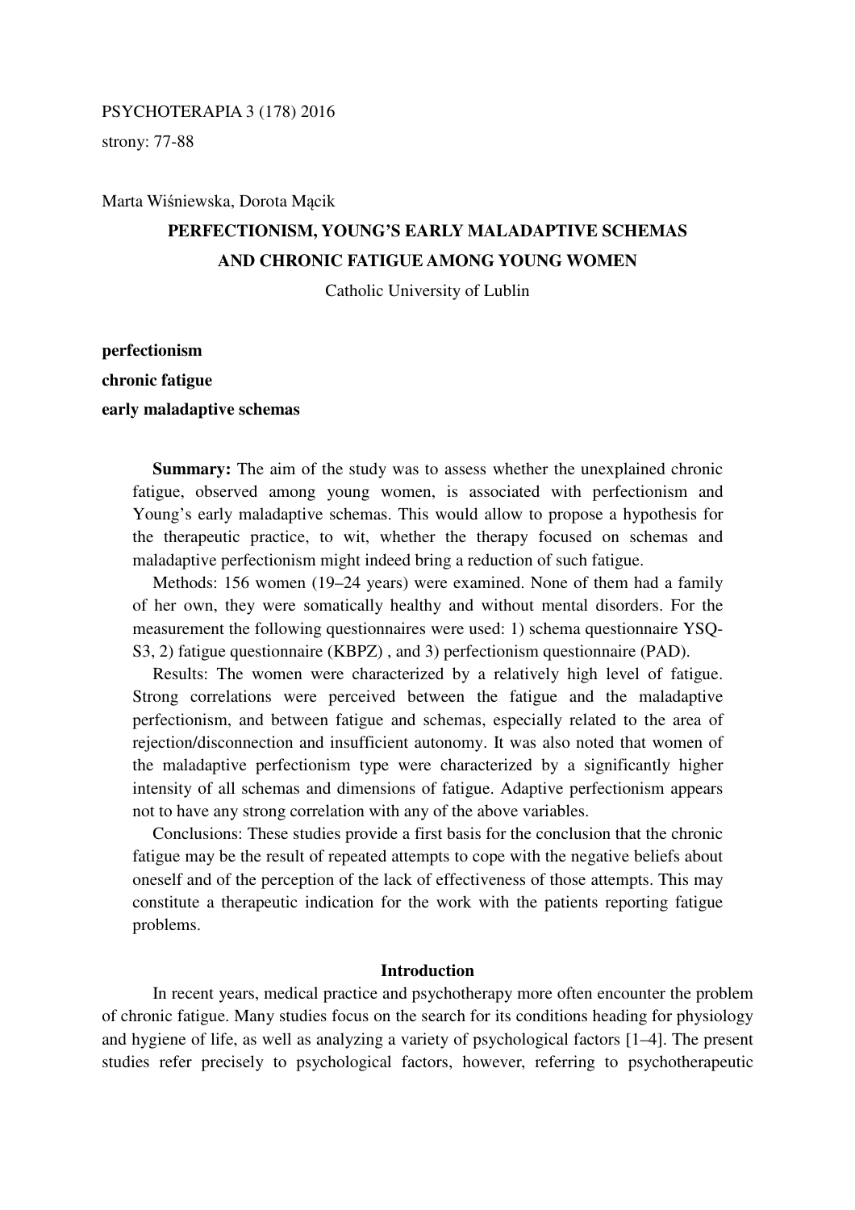PSYCHOTERAPIA 3 (178) 2016

strony: 77-88

Marta Wiśniewska, Dorota Mącik

# PERFECTIONISM, YOUNG'S EARLY MALADAPTIVE SCHEMAS AND CHRONIC FATIGUE AMONG YOUNG WOMEN

Catholic University of Lublin

**perfectionism**

**chronic fatigue**

**early maladaptive schemas**

**Summary:** The aim of the study was to assess whether the unexplained chronic fatigue, observed among young women, is associated with perfectionism and Young's early maladaptive schemas. This would allow to propose a hypothesis for the therapeutic practice, to wit, whether the therapy focused on schemas and maladaptive perfectionism might indeed bring a reduction of such fatigue.

Methods: 156 women (19–24 years) were examined. None of them had a family of her own, they were somatically healthy and without mental disorders. For the measurement the following questionnaires were used: 1) schema questionnaire YSQ-S3, 2) fatigue questionnaire (KBPZ) , and 3) perfectionism questionnaire (PAD).

Results: The women were characterized by a relatively high level of fatigue. Strong correlations were perceived between the fatigue and the maladaptive perfectionism, and between fatigue and schemas, especially related to the area of rejection/disconnection and insufficient autonomy. It was also noted that women of the maladaptive perfectionism type were characterized by a significantly higher intensity of all schemas and dimensions of fatigue. Adaptive perfectionism appears not to have any strong correlation with any of the above variables.

Conclusions: These studies provide a first basis for the conclusion that the chronic fatigue may be the result of repeated attempts to cope with the negative beliefs about oneself and of the perception of the lack of effectiveness of those attempts. This may constitute a therapeutic indication for the work with the patients reporting fatigue problems.

## Introduction

In recent years, medical practice and psychotherapy more often encounter the problem of chronic fatigue. Many studies focus on the search for its conditions heading for physiology and hygiene of life, as well as analyzing a variety of psychological factors [1–4]. The present studies refer precisely to psychological factors, however, referring to psychotherapeutic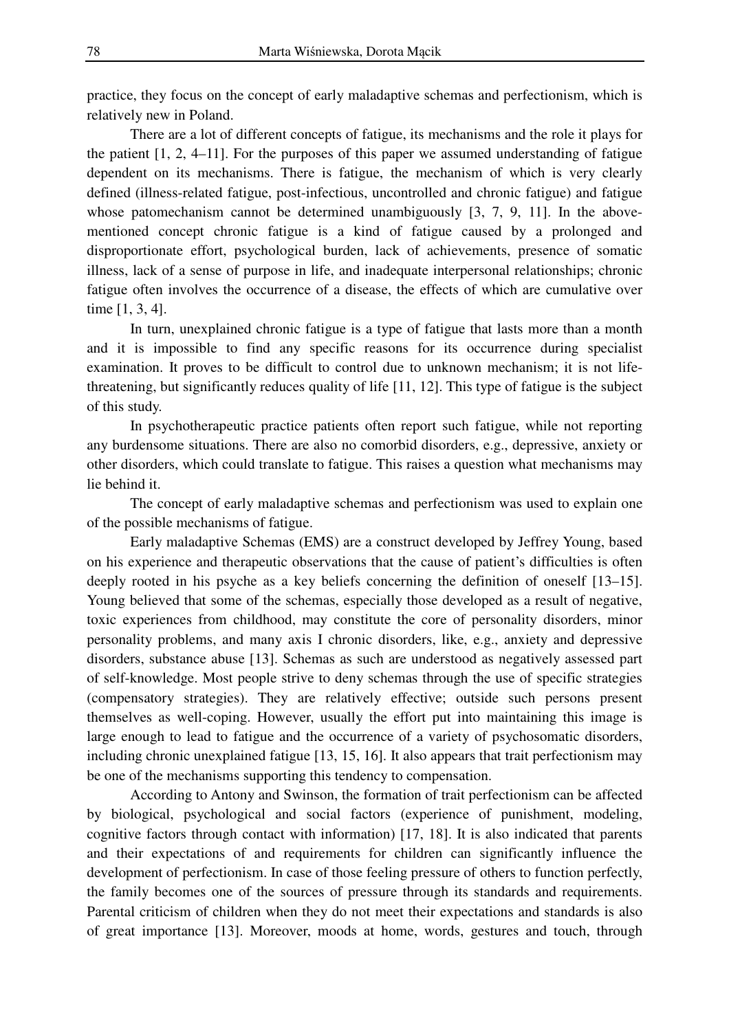practice, they focus on the concept of early maladaptive schemas and perfectionism, which is relatively new in Poland.

There are a lot of different concepts of fatigue, its mechanisms and the role it plays for the patient [1, 2, 4–11]. For the purposes of this paper we assumed understanding of fatigue dependent on its mechanisms. There is fatigue, the mechanism of which is very clearly defined (illness-related fatigue, post-infectious, uncontrolled and chronic fatigue) and fatigue whose patomechanism cannot be determined unambiguously [3, 7, 9, 11]. In the above-mentioned concept chronic fatigue is a kind of fatigue caused by a prolonged and disproportionate effort, psychological burden, lack of achievements, presence of somatic illness, lack of a sense of purpose in life, and inadequate interpersonal relationships; chronic fatigue often involves the occurrence of a disease, the effects of which are cumulative over time [1, 3, 4].

In turn, unexplained chronic fatigue is a type of fatigue that lasts more than a month and it is impossible to find any specific reasons for its occurrence during specialist examination. It proves to be difficult to control due to unknown mechanism; it is not life-threatening, but significantly reduces quality of life [11, 12]. This type of fatigue is the subject of this study.

In psychotherapeutic practice patients often report such fatigue, while not reporting any burdensome situations. There are also no comorbid disorders, e.g., depressive, anxiety or other disorders, which could translate to fatigue. This raises a question what mechanisms may lie behind it.

The concept of early maladaptive schemas and perfectionism was used to explain one of the possible mechanisms of fatigue.

Early maladaptive Schemas (EMS) are a construct developed by Jeffrey Young, based on his experience and therapeutic observations that the cause of patient's difficulties is often deeply rooted in his psyche as a key beliefs concerning the definition of oneself [13–15]. Young believed that some of the schemas, especially those developed as a result of negative, toxic experiences from childhood, may constitute the core of personality disorders, minor personality problems, and many axis I chronic disorders, like, e.g., anxiety and depressive disorders, substance abuse [13]. Schemas as such are understood as negatively assessed part of self-knowledge. Most people strive to deny schemas through the use of specific strategies (compensatory strategies). They are relatively effective; outside such persons present themselves as well-coping. However, usually the effort put into maintaining this image is large enough to lead to fatigue and the occurrence of a variety of psychosomatic disorders, including chronic unexplained fatigue [13, 15, 16]. It also appears that trait perfectionism may be one of the mechanisms supporting this tendency to compensation.

According to Antony and Swinson, the formation of trait perfectionism can be affected by biological, psychological and social factors (experience of punishment, modeling, cognitive factors through contact with information) [17, 18]. It is also indicated that parents and their expectations of and requirements for children can significantly influence the development of perfectionism. In case of those feeling pressure of others to function perfectly, the family becomes one of the sources of pressure through its standards and requirements. Parental criticism of children when they do not meet their expectations and standards is also of great importance [13]. Moreover, moods at home, words, gestures and touch, through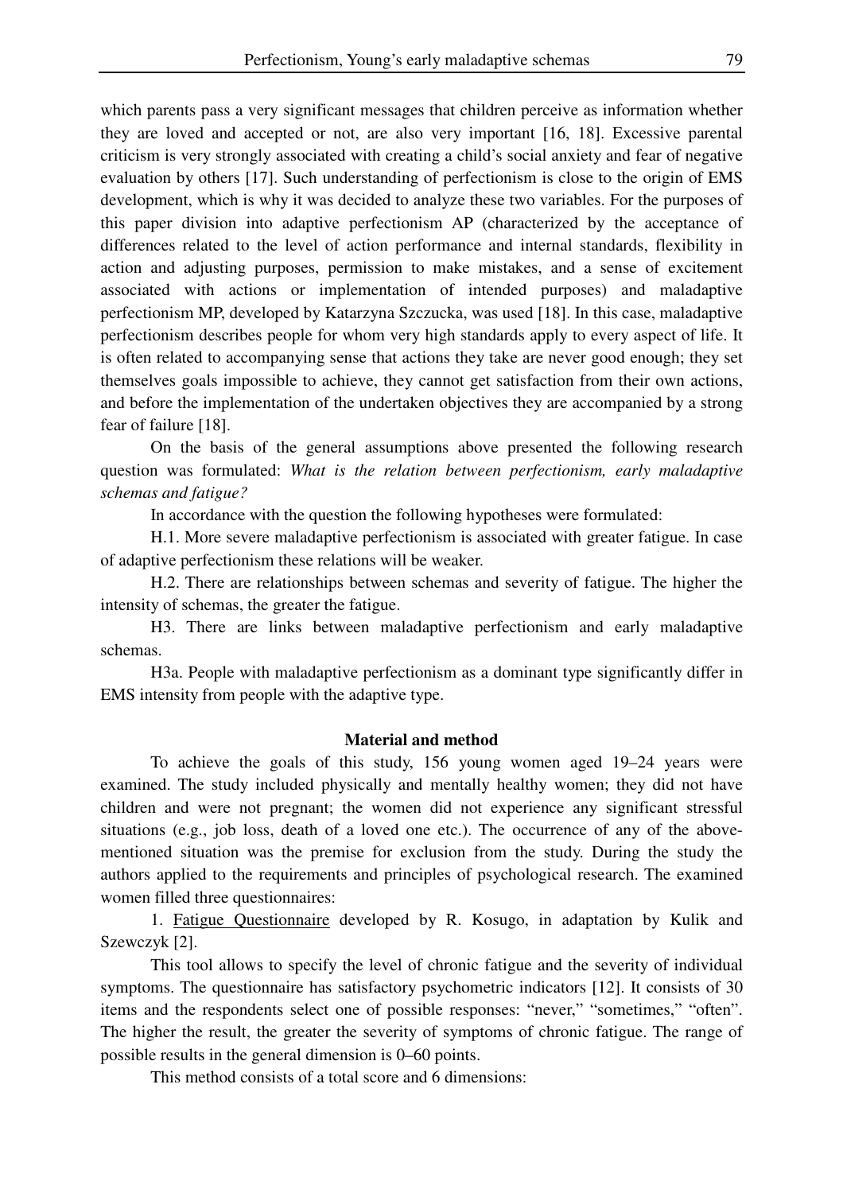which parents pass a very significant messages that children perceive as information whether they are loved and accepted or not, are also very important [16, 18]. Excessive parental criticism is very strongly associated with creating a child's social anxiety and fear of negative evaluation by others [17]. Such understanding of perfectionism is close to the origin of EMS development, which is why it was decided to analyze these two variables. For the purposes of this paper division into adaptive perfectionism AP (characterized by the acceptance of differences related to the level of action performance and internal standards, flexibility in action and adjusting purposes, permission to make mistakes, and a sense of excitement associated with actions or implementation of intended purposes) and maladaptive perfectionism MP, developed by Katarzyna Szczucka, was used [18]. In this case, maladaptive perfectionism describes people for whom very high standards apply to every aspect of life. It is often related to accompanying sense that actions they take are never good enough; they set themselves goals impossible to achieve, they cannot get satisfaction from their own actions, and before the implementation of the undertaken objectives they are accompanied by a strong fear of failure [18].

On the basis of the general assumptions above presented the following research question was formulated: *What is the relation between perfectionism, early maladaptive schemas and fatigue?*

In accordance with the question the following hypotheses were formulated:

H.1. More severe maladaptive perfectionism is associated with greater fatigue. In case of adaptive perfectionism these relations will be weaker.

H.2. There are relationships between schemas and severity of fatigue. The higher the intensity of schemas, the greater the fatigue.

H3. There are links between maladaptive perfectionism and early maladaptive schemas.

H3a. People with maladaptive perfectionism as a dominant type significantly differ in EMS intensity from people with the adaptive type.

## Material and method

To achieve the goals of this study, 156 young women aged 19–24 years were examined. The study included physically and mentally healthy women; they did not have children and were not pregnant; the women did not experience any significant stressful situations (e.g., job loss, death of a loved one etc.). The occurrence of any of the above-mentioned situation was the premise for exclusion from the study. During the study the authors applied to the requirements and principles of psychological research. The examined women filled three questionnaires:

1. Fatigue Questionnaire developed by R. Kosugo, in adaptation by Kulik and Szewczyk [2].

This tool allows to specify the level of chronic fatigue and the severity of individual symptoms. The questionnaire has satisfactory psychometric indicators [12]. It consists of 30 items and the respondents select one of possible responses: "never," "sometimes," "often". The higher the result, the greater the severity of symptoms of chronic fatigue. The range of possible results in the general dimension is 0–60 points.

This method consists of a total score and 6 dimensions: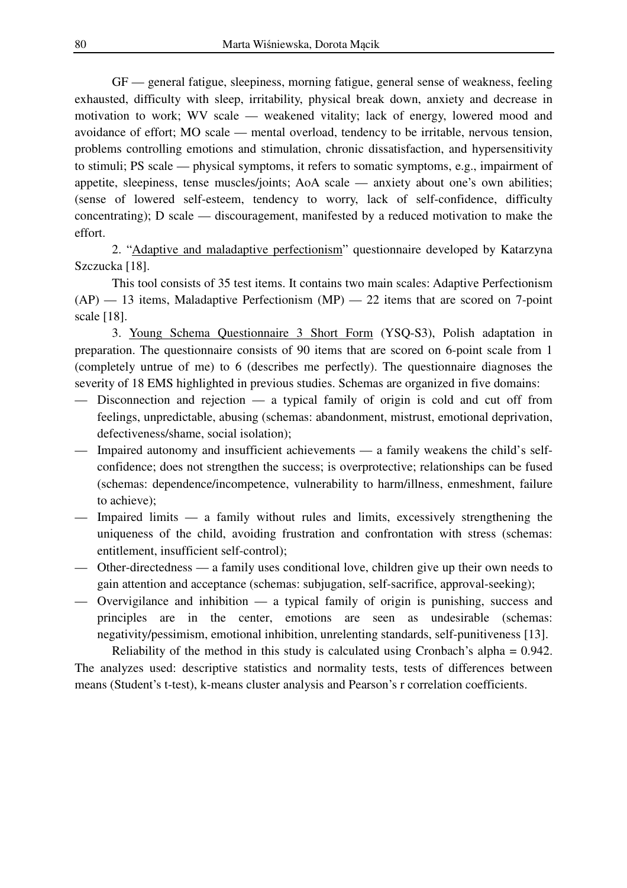GF — general fatigue, sleepiness, morning fatigue, general sense of weakness, feeling exhausted, difficulty with sleep, irritability, physical break down, anxiety and decrease in motivation to work; WV scale — weakened vitality; lack of energy, lowered mood and avoidance of effort; MO scale — mental overload, tendency to be irritable, nervous tension, problems controlling emotions and stimulation, chronic dissatisfaction, and hypersensitivity to stimuli; PS scale — physical symptoms, it refers to somatic symptoms, e.g., impairment of appetite, sleepiness, tense muscles/joints; AoA scale — anxiety about one's own abilities; (sense of lowered self-esteem, tendency to worry, lack of self-confidence, difficulty concentrating); D scale — discouragement, manifested by a reduced motivation to make the effort.

2. "Adaptive and maladaptive perfectionism" questionnaire developed by Katarzyna Szczucka [18].

This tool consists of 35 test items. It contains two main scales: Adaptive Perfectionism (AP) — 13 items, Maladaptive Perfectionism (MP) — 22 items that are scored on 7-point scale [18].

3. Young Schema Questionnaire 3 Short Form (YSQ-S3), Polish adaptation in preparation. The questionnaire consists of 90 items that are scored on 6-point scale from 1 (completely untrue of me) to 6 (describes me perfectly). The questionnaire diagnoses the severity of 18 EMS highlighted in previous studies. Schemas are organized in five domains:

- Disconnection and rejection — a typical family of origin is cold and cut off from feelings, unpredictable, abusing (schemas: abandonment, mistrust, emotional deprivation, defectiveness/shame, social isolation);
- Impaired autonomy and insufficient achievements — a family weakens the child's self-confidence; does not strengthen the success; is overprotective; relationships can be fused (schemas: dependence/incompetence, vulnerability to harm/illness, enmeshment, failure to achieve);
- Impaired limits — a family without rules and limits, excessively strengthening the uniqueness of the child, avoiding frustration and confrontation with stress (schemas: entitlement, insufficient self-control);
- Other-directedness — a family uses conditional love, children give up their own needs to gain attention and acceptance (schemas: subjugation, self-sacrifice, approval-seeking);
- Overvigilance and inhibition — a typical family of origin is punishing, success and principles are in the center, emotions are seen as undesirable (schemas: negativity/pessimism, emotional inhibition, unrelenting standards, self-punitiveness [13].

Reliability of the method in this study is calculated using Cronbach's alpha = 0.942. The analyzes used: descriptive statistics and normality tests, tests of differences between means (Student's t-test), k-means cluster analysis and Pearson's r correlation coefficients.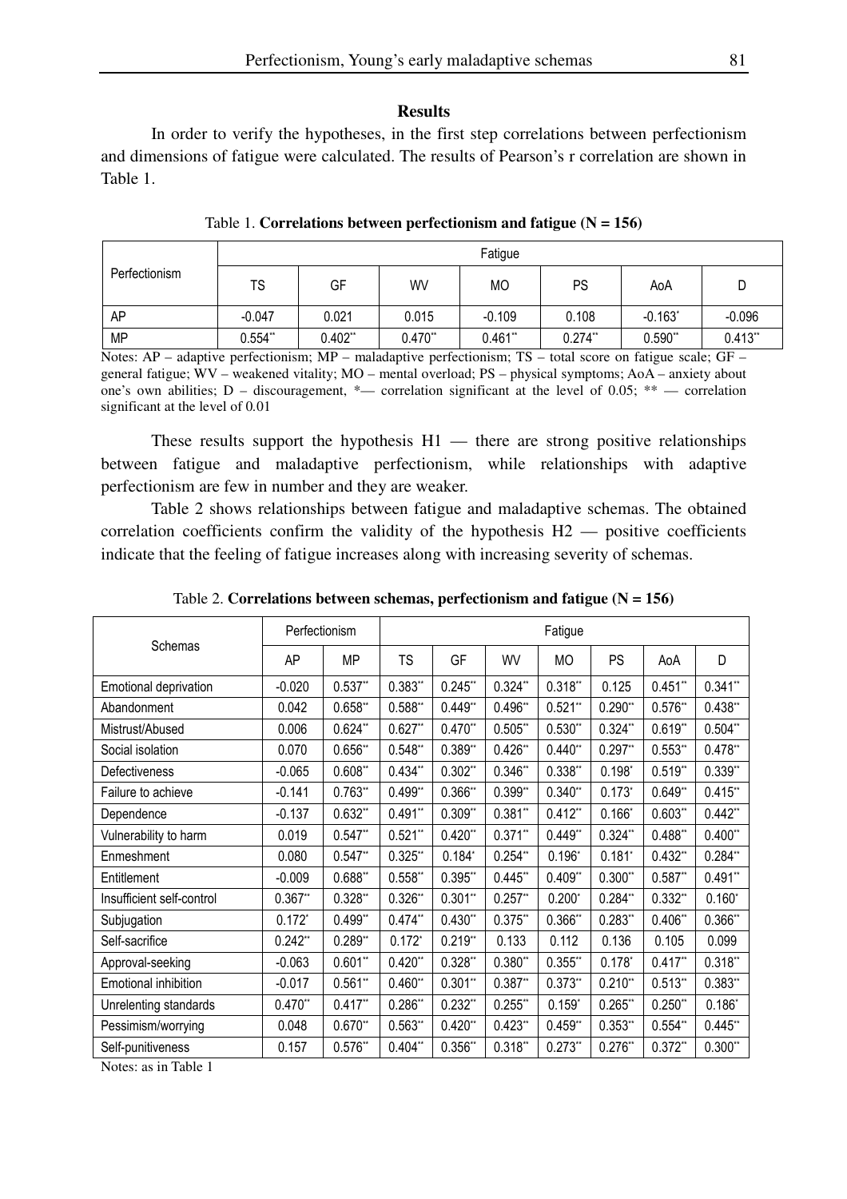## Results

In order to verify the hypotheses, in the first step correlations between perfectionism and dimensions of fatigue were calculated. The results of Pearson's r correlation are shown in Table 1.

Table 1. **Correlations between perfectionism and fatigue (N = 156)**

| Perfectionism | Fatigue | | | | | | |
|---|---|---|---|---|---|---|---|
| | TS | GF | WV | MO | PS | AoA | D |
| AP | -0.047 | 0.021 | 0.015 | -0.109 | 0.108 | -0.163* | -0.096 |
| MP | 0.554** | 0.402** | 0.470** | 0.461** | 0.274** | 0.590** | 0.413** |

Notes: AP – adaptive perfectionism; MP – maladaptive perfectionism; TS – total score on fatigue scale; GF – general fatigue; WV – weakened vitality; MO – mental overload; PS – physical symptoms; AoA – anxiety about one's own abilities; D – discouragement, *— correlation significant at the level of 0.05; ** — correlation significant at the level of 0.01

These results support the hypothesis H1 — there are strong positive relationships between fatigue and maladaptive perfectionism, while relationships with adaptive perfectionism are few in number and they are weaker.

Table 2 shows relationships between fatigue and maladaptive schemas. The obtained correlation coefficients confirm the validity of the hypothesis H2 — positive coefficients indicate that the feeling of fatigue increases along with increasing severity of schemas.

Table 2. **Correlations between schemas, perfectionism and fatigue (N = 156)**

| Schemas | Perfectionism | | Fatigue | | | | | | |
|---|---|---|---|---|---|---|---|---|---|
| | AP | MP | TS | GF | WV | MO | PS | AoA | D |
| Emotional deprivation | -0.020 | 0.537** | 0.383** | 0.245** | 0.324** | 0.318** | 0.125 | 0.451** | 0.341** |
| Abandonment | 0.042 | 0.658** | 0.588** | 0.449** | 0.496** | 0.521** | 0.290** | 0.576** | 0.438** |
| Mistrust/Abused | 0.006 | 0.624** | 0.627** | 0.470** | 0.505** | 0.530** | 0.324** | 0.619** | 0.504** |
| Social isolation | 0.070 | 0.656** | 0.548** | 0.389** | 0.426** | 0.440** | 0.297** | 0.553** | 0.478** |
| Defectiveness | -0.065 | 0.608** | 0.434** | 0.302** | 0.346** | 0.338** | 0.198* | 0.519** | 0.339** |
| Failure to achieve | -0.141 | 0.763** | 0.499** | 0.366** | 0.399** | 0.340** | 0.173* | 0.649** | 0.415** |
| Dependence | -0.137 | 0.632** | 0.491** | 0.309** | 0.381** | 0.412** | 0.166* | 0.603** | 0.442** |
| Vulnerability to harm | 0.019 | 0.547** | 0.521** | 0.420** | 0.371** | 0.449** | 0.324** | 0.488** | 0.400** |
| Enmeshment | 0.080 | 0.547** | 0.325** | 0.184* | 0.254** | 0.196* | 0.181* | 0.432** | 0.284** |
| Entitlement | -0.009 | 0.688** | 0.558** | 0.395** | 0.445** | 0.409** | 0.300** | 0.587** | 0.491** |
| Insufficient self-control | 0.367** | 0.328** | 0.326** | 0.301** | 0.257** | 0.200* | 0.284** | 0.332** | 0.160* |
| Subjugation | 0.172* | 0.499** | 0.474** | 0.430** | 0.375** | 0.366** | 0.283** | 0.406** | 0.366** |
| Self-sacrifice | 0.242** | 0.289** | 0.172* | 0.219** | 0.133 | 0.112 | 0.136 | 0.105 | 0.099 |
| Approval-seeking | -0.063 | 0.601** | 0.420** | 0.328** | 0.380** | 0.355** | 0.178* | 0.417** | 0.318** |
| Emotional inhibition | -0.017 | 0.561** | 0.460** | 0.301** | 0.387** | 0.373** | 0.210** | 0.513** | 0.383** |
| Unrelenting standards | 0.470** | 0.417** | 0.286** | 0.232** | 0.255** | 0.159* | 0.265** | 0.250** | 0.186* |
| Pessimism/worrying | 0.048 | 0.670** | 0.563** | 0.420** | 0.423** | 0.459** | 0.353** | 0.554** | 0.445** |
| Self-punitiveness | 0.157 | 0.576** | 0.404** | 0.356** | 0.318** | 0.273** | 0.276** | 0.372** | 0.300** |

Notes: as in Table 1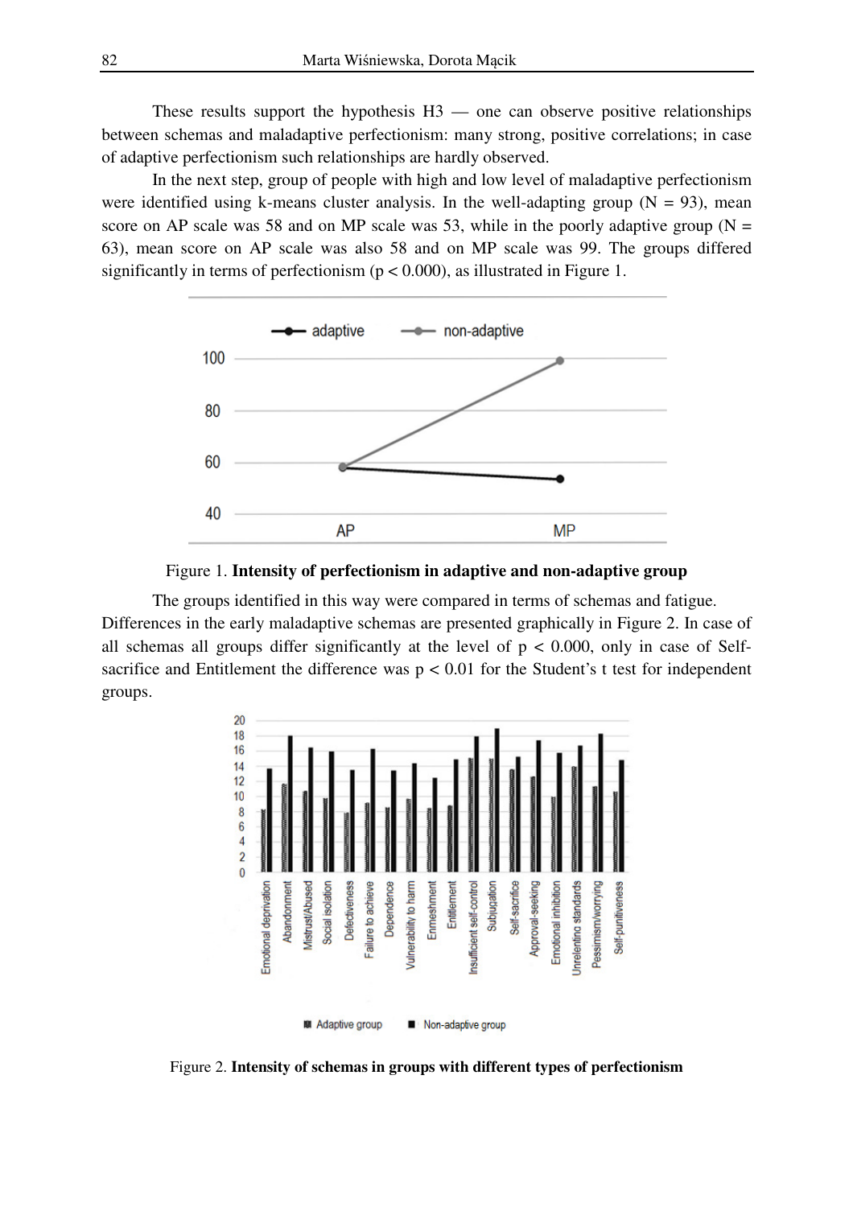These results support the hypothesis H3 — one can observe positive relationships between schemas and maladaptive perfectionism: many strong, positive correlations; in case of adaptive perfectionism such relationships are hardly observed.

In the next step, group of people with high and low level of maladaptive perfectionism were identified using k-means cluster analysis. In the well-adapting group (N = 93), mean score on AP scale was 58 and on MP scale was 53, while in the poorly adaptive group (N = 63), mean score on AP scale was also 58 and on MP scale was 99. The groups differed significantly in terms of perfectionism ($p < 0.000$), as illustrated in Figure 1.

Figure 1. **Intensity of perfectionism in adaptive and non-adaptive group**

The groups identified in this way were compared in terms of schemas and fatigue. Differences in the early maladaptive schemas are presented graphically in Figure 2. In case of all schemas all groups differ significantly at the level of $p < 0.000$, only in case of Self-sacrifice and Entitlement the difference was $p < 0.01$ for the Student's t test for independent groups.

Figure 2. **Intensity of schemas in groups with different types of perfectionism**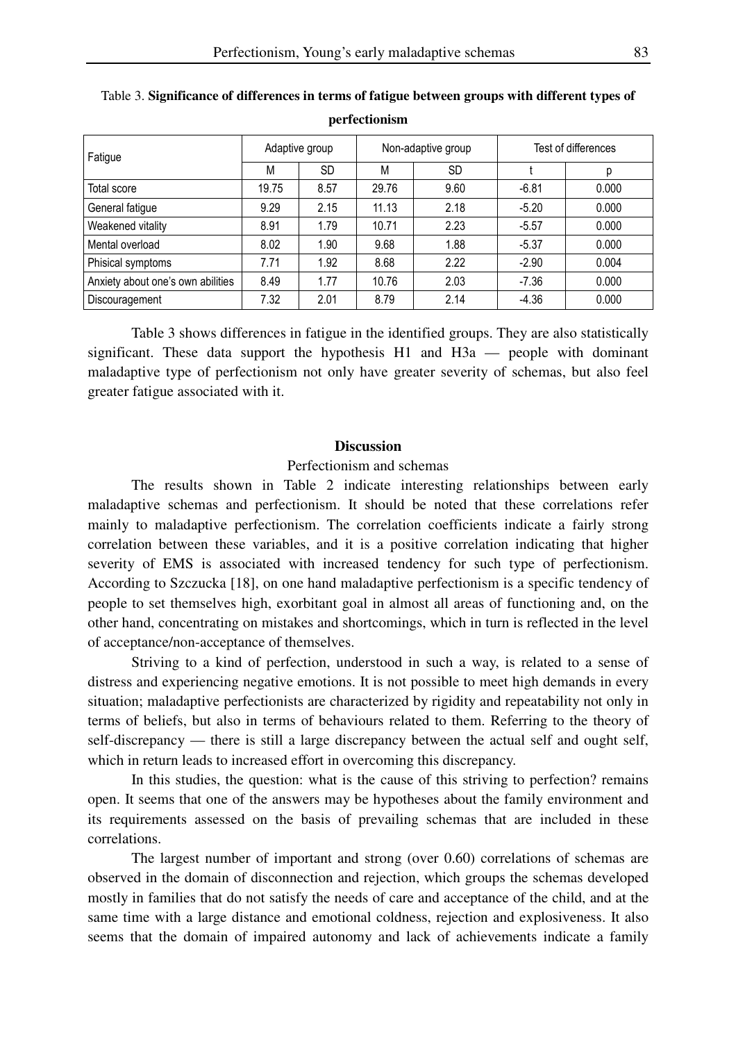Table 3. **Significance of differences in terms of fatigue between groups with different types of perfectionism**

| Fatigue | Adaptive group | | Non-adaptive group | | Test of differences | |
|---|---|---|---|---|---|---|
| | M | SD | M | SD | t | p |
| Total score | 19.75 | 8.57 | 29.76 | 9.60 | -6.81 | 0.000 |
| General fatigue | 9.29 | 2.15 | 11.13 | 2.18 | -5.20 | 0.000 |
| Weakened vitality | 8.91 | 1.79 | 10.71 | 2.23 | -5.57 | 0.000 |
| Mental overload | 8.02 | 1.90 | 9.68 | 1.88 | -5.37 | 0.000 |
| Phisical symptoms | 7.71 | 1.92 | 8.68 | 2.22 | -2.90 | 0.004 |
| Anxiety about one's own abilities | 8.49 | 1.77 | 10.76 | 2.03 | -7.36 | 0.000 |
| Discouragement | 7.32 | 2.01 | 8.79 | 2.14 | -4.36 | 0.000 |

Table 3 shows differences in fatigue in the identified groups. They are also statistically significant. These data support the hypothesis H1 and H3a — people with dominant maladaptive type of perfectionism not only have greater severity of schemas, but also feel greater fatigue associated with it.

## Discussion

### Perfectionism and schemas

The results shown in Table 2 indicate interesting relationships between early maladaptive schemas and perfectionism. It should be noted that these correlations refer mainly to maladaptive perfectionism. The correlation coefficients indicate a fairly strong correlation between these variables, and it is a positive correlation indicating that higher severity of EMS is associated with increased tendency for such type of perfectionism. According to Szczucka [18], on one hand maladaptive perfectionism is a specific tendency of people to set themselves high, exorbitant goal in almost all areas of functioning and, on the other hand, concentrating on mistakes and shortcomings, which in turn is reflected in the level of acceptance/non-acceptance of themselves.

Striving to a kind of perfection, understood in such a way, is related to a sense of distress and experiencing negative emotions. It is not possible to meet high demands in every situation; maladaptive perfectionists are characterized by rigidity and repeatability not only in terms of beliefs, but also in terms of behaviours related to them. Referring to the theory of self-discrepancy — there is still a large discrepancy between the actual self and ought self, which in return leads to increased effort in overcoming this discrepancy.

In this studies, the question: what is the cause of this striving to perfection? remains open. It seems that one of the answers may be hypotheses about the family environment and its requirements assessed on the basis of prevailing schemas that are included in these correlations.

The largest number of important and strong (over 0.60) correlations of schemas are observed in the domain of disconnection and rejection, which groups the schemas developed mostly in families that do not satisfy the needs of care and acceptance of the child, and at the same time with a large distance and emotional coldness, rejection and explosiveness. It also seems that the domain of impaired autonomy and lack of achievements indicate a family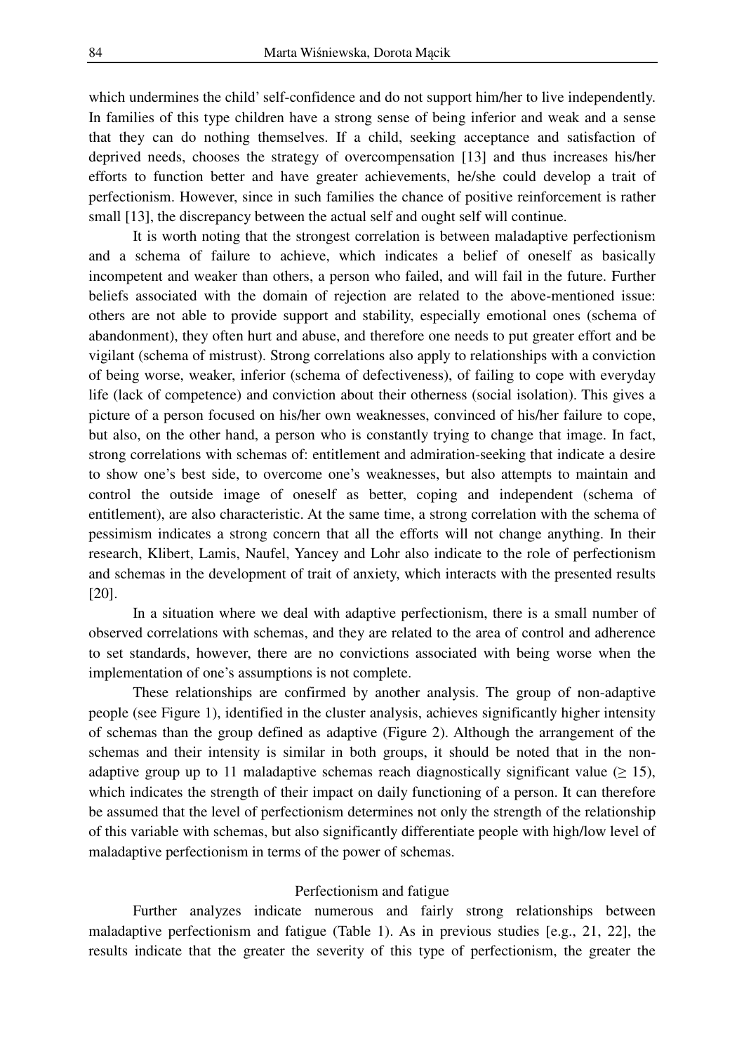which undermines the child' self-confidence and do not support him/her to live independently. In families of this type children have a strong sense of being inferior and weak and a sense that they can do nothing themselves. If a child, seeking acceptance and satisfaction of deprived needs, chooses the strategy of overcompensation [13] and thus increases his/her efforts to function better and have greater achievements, he/she could develop a trait of perfectionism. However, since in such families the chance of positive reinforcement is rather small [13], the discrepancy between the actual self and ought self will continue.

It is worth noting that the strongest correlation is between maladaptive perfectionism and a schema of failure to achieve, which indicates a belief of oneself as basically incompetent and weaker than others, a person who failed, and will fail in the future. Further beliefs associated with the domain of rejection are related to the above-mentioned issue: others are not able to provide support and stability, especially emotional ones (schema of abandonment), they often hurt and abuse, and therefore one needs to put greater effort and be vigilant (schema of mistrust). Strong correlations also apply to relationships with a conviction of being worse, weaker, inferior (schema of defectiveness), of failing to cope with everyday life (lack of competence) and conviction about their otherness (social isolation). This gives a picture of a person focused on his/her own weaknesses, convinced of his/her failure to cope, but also, on the other hand, a person who is constantly trying to change that image. In fact, strong correlations with schemas of: entitlement and admiration-seeking that indicate a desire to show one's best side, to overcome one's weaknesses, but also attempts to maintain and control the outside image of oneself as better, coping and independent (schema of entitlement), are also characteristic. At the same time, a strong correlation with the schema of pessimism indicates a strong concern that all the efforts will not change anything. In their research, Klibert, Lamis, Naufel, Yancey and Lohr also indicate to the role of perfectionism and schemas in the development of trait of anxiety, which interacts with the presented results [20].

In a situation where we deal with adaptive perfectionism, there is a small number of observed correlations with schemas, and they are related to the area of control and adherence to set standards, however, there are no convictions associated with being worse when the implementation of one's assumptions is not complete.

These relationships are confirmed by another analysis. The group of non-adaptive people (see Figure 1), identified in the cluster analysis, achieves significantly higher intensity of schemas than the group defined as adaptive (Figure 2). Although the arrangement of the schemas and their intensity is similar in both groups, it should be noted that in the non-adaptive group up to 11 maladaptive schemas reach diagnostically significant value ($\geq 15$), which indicates the strength of their impact on daily functioning of a person. It can therefore be assumed that the level of perfectionism determines not only the strength of the relationship of this variable with schemas, but also significantly differentiate people with high/low level of maladaptive perfectionism in terms of the power of schemas.

### Perfectionism and fatigue

Further analyzes indicate numerous and fairly strong relationships between maladaptive perfectionism and fatigue (Table 1). As in previous studies [e.g., 21, 22], the results indicate that the greater the severity of this type of perfectionism, the greater the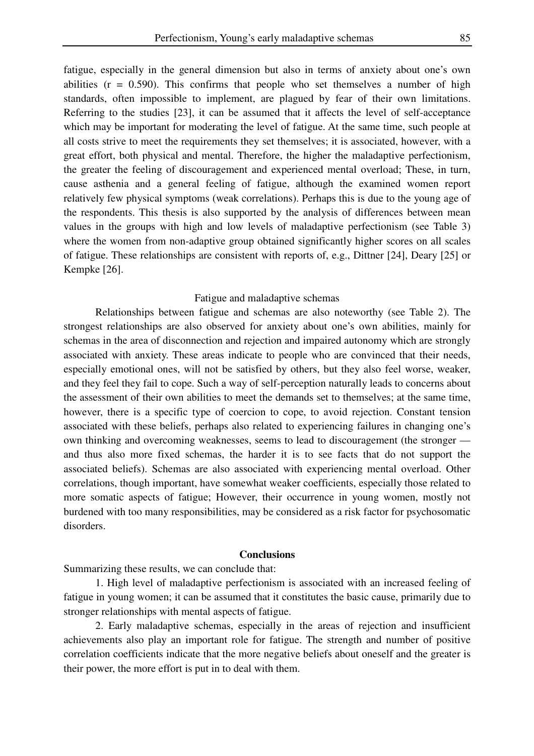fatigue, especially in the general dimension but also in terms of anxiety about one's own abilities (r = 0.590). This confirms that people who set themselves a number of high standards, often impossible to implement, are plagued by fear of their own limitations. Referring to the studies [23], it can be assumed that it affects the level of self-acceptance which may be important for moderating the level of fatigue. At the same time, such people at all costs strive to meet the requirements they set themselves; it is associated, however, with a great effort, both physical and mental. Therefore, the higher the maladaptive perfectionism, the greater the feeling of discouragement and experienced mental overload; These, in turn, cause asthenia and a general feeling of fatigue, although the examined women report relatively few physical symptoms (weak correlations). Perhaps this is due to the young age of the respondents. This thesis is also supported by the analysis of differences between mean values in the groups with high and low levels of maladaptive perfectionism (see Table 3) where the women from non-adaptive group obtained significantly higher scores on all scales of fatigue. These relationships are consistent with reports of, e.g., Dittner [24], Deary [25] or Kempke [26].

### Fatigue and maladaptive schemas

Relationships between fatigue and schemas are also noteworthy (see Table 2). The strongest relationships are also observed for anxiety about one's own abilities, mainly for schemas in the area of disconnection and rejection and impaired autonomy which are strongly associated with anxiety. These areas indicate to people who are convinced that their needs, especially emotional ones, will not be satisfied by others, but they also feel worse, weaker, and they feel they fail to cope. Such a way of self-perception naturally leads to concerns about the assessment of their own abilities to meet the demands set to themselves; at the same time, however, there is a specific type of coercion to cope, to avoid rejection. Constant tension associated with these beliefs, perhaps also related to experiencing failures in changing one's own thinking and overcoming weaknesses, seems to lead to discouragement (the stronger — and thus also more fixed schemas, the harder it is to see facts that do not support the associated beliefs). Schemas are also associated with experiencing mental overload. Other correlations, though important, have somewhat weaker coefficients, especially those related to more somatic aspects of fatigue; However, their occurrence in young women, mostly not burdened with too many responsibilities, may be considered as a risk factor for psychosomatic disorders.

## Conclusions

Summarizing these results, we can conclude that:

1. High level of maladaptive perfectionism is associated with an increased feeling of fatigue in young women; it can be assumed that it constitutes the basic cause, primarily due to stronger relationships with mental aspects of fatigue.

2. Early maladaptive schemas, especially in the areas of rejection and insufficient achievements also play an important role for fatigue. The strength and number of positive correlation coefficients indicate that the more negative beliefs about oneself and the greater is their power, the more effort is put in to deal with them.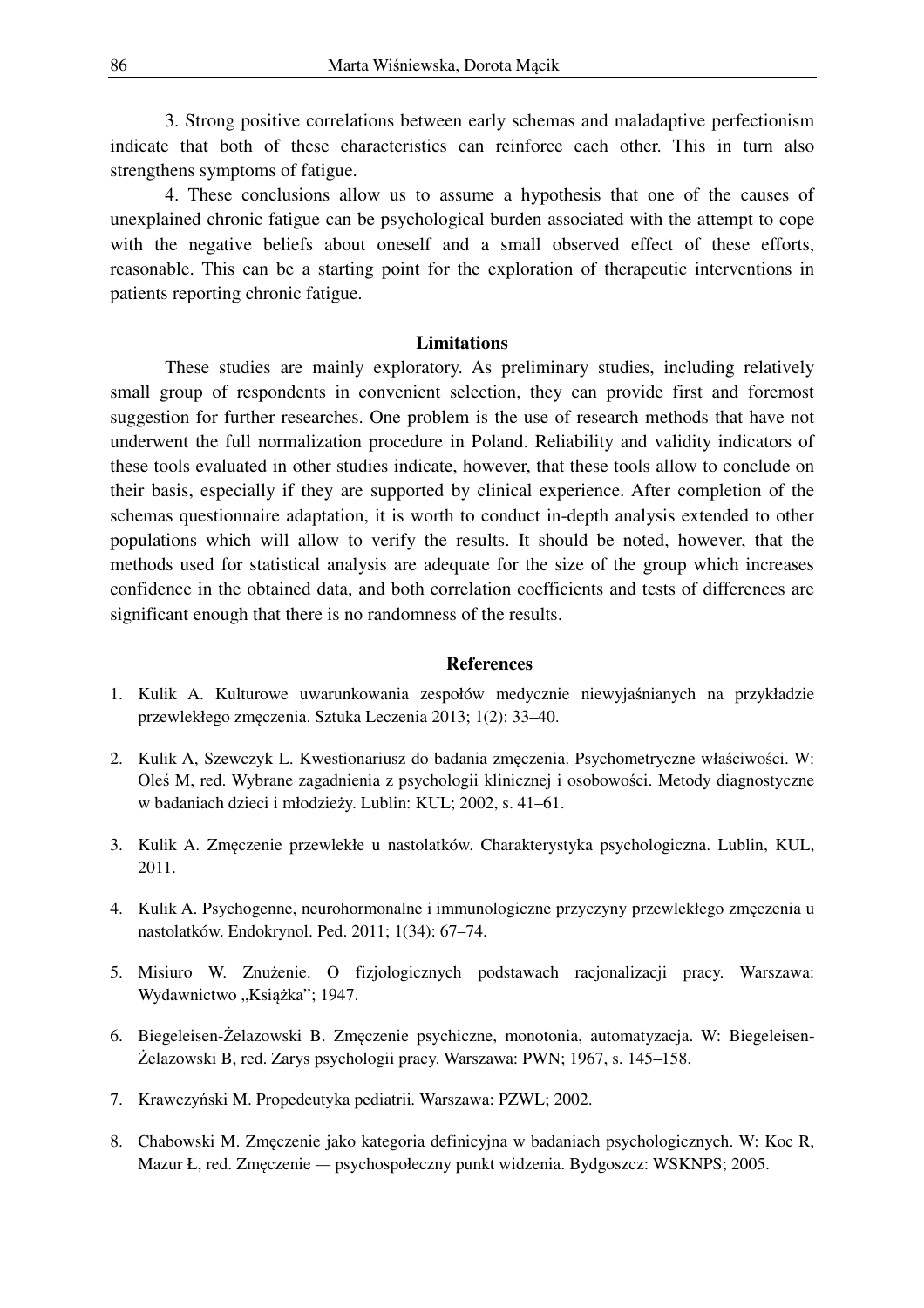3. Strong positive correlations between early schemas and maladaptive perfectionism indicate that both of these characteristics can reinforce each other. This in turn also strengthens symptoms of fatigue.

4. These conclusions allow us to assume a hypothesis that one of the causes of unexplained chronic fatigue can be psychological burden associated with the attempt to cope with the negative beliefs about oneself and a small observed effect of these efforts, reasonable. This can be a starting point for the exploration of therapeutic interventions in patients reporting chronic fatigue.

## Limitations

These studies are mainly exploratory. As preliminary studies, including relatively small group of respondents in convenient selection, they can provide first and foremost suggestion for further researches. One problem is the use of research methods that have not underwent the full normalization procedure in Poland. Reliability and validity indicators of these tools evaluated in other studies indicate, however, that these tools allow to conclude on their basis, especially if they are supported by clinical experience. After completion of the schemas questionnaire adaptation, it is worth to conduct in-depth analysis extended to other populations which will allow to verify the results. It should be noted, however, that the methods used for statistical analysis are adequate for the size of the group which increases confidence in the obtained data, and both correlation coefficients and tests of differences are significant enough that there is no randomness of the results.

## References

1. Kulik A. Kulturowe uwarunkowania zespołów medycznie niewyjaśnianych na przykładzie przewlekłego zmęczenia. Sztuka Leczenia 2013; 1(2): 33–40.
2. Kulik A, Szewczyk L. Kwestionariusz do badania zmęczenia. Psychometryczne właściwości. W: Oleś M, red. Wybrane zagadnienia z psychologii klinicznej i osobowości. Metody diagnostyczne w badaniach dzieci i młodzieży. Lublin: KUL; 2002, s. 41–61.
3. Kulik A. Zmęczenie przewlekłe u nastolatków. Charakterystyka psychologiczna. Lublin, KUL, 2011.
4. Kulik A. Psychogenne, neurohormonalne i immunologiczne przyczyny przewlekłego zmęczenia u nastolatków. Endokrynol. Ped. 2011; 1(34): 67–74.
5. Misiuro W. Znużenie. O fizjologicznych podstawach racjonalizacji pracy. Warszawa: Wydawnictwo „Książka"; 1947.
6. Biegeleisen-Żelazowski B. Zmęczenie psychiczne, monotonia, automatyzacja. W: Biegeleisen-Żelazowski B, red. Zarys psychologii pracy. Warszawa: PWN; 1967, s. 145–158.
7. Krawczyński M. Propedeutyka pediatrii. Warszawa: PZWL; 2002.
8. Chabowski M. Zmęczenie jako kategoria definicyjna w badaniach psychologicznych. W: Koc R, Mazur Ł, red. Zmęczenie — psychospołeczny punkt widzenia. Bydgoszcz: WSKNPS; 2005.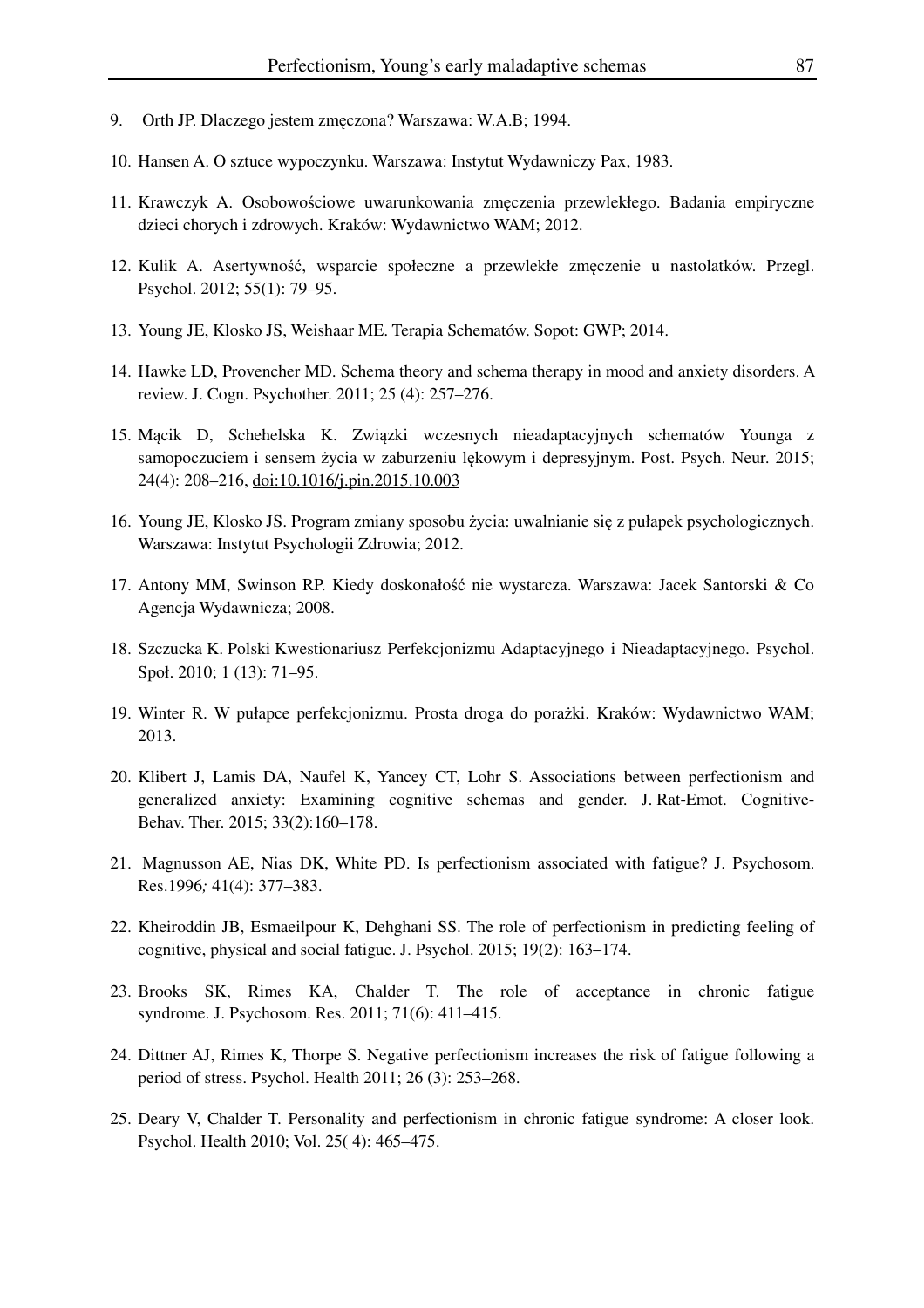9. Orth JP. Dlaczego jestem zmęczona? Warszawa: W.A.B; 1994.

10. Hansen A. O sztuce wypoczynku. Warszawa: Instytut Wydawniczy Pax, 1983.

11. Krawczyk A. Osobowościowe uwarunkowania zmęczenia przewlekłego. Badania empiryczne dzieci chorych i zdrowych. Kraków: Wydawnictwo WAM; 2012.

12. Kulik A. Asertywność, wsparcie społeczne a przewlekłe zmęczenie u nastolatków. Przegl. Psychol. 2012; 55(1): 79–95.

13. Young JE, Klosko JS, Weishaar ME. Terapia Schematów. Sopot: GWP; 2014.

14. Hawke LD, Provencher MD. Schema theory and schema therapy in mood and anxiety disorders. A review. J. Cogn. Psychother. 2011; 25 (4): 257–276.

15. Mącik D, Schehelska K. Związki wczesnych nieadaptacyjnych schematów Younga z samopoczuciem i sensem życia w zaburzeniu lękowym i depresyjnym. Post. Psych. Neur. 2015; 24(4): 208–216, doi:10.1016/j.pin.2015.10.003

16. Young JE, Klosko JS. Program zmiany sposobu życia: uwalnianie się z pułapek psychologicznych. Warszawa: Instytut Psychologii Zdrowia; 2012.

17. Antony MM, Swinson RP. Kiedy doskonałość nie wystarcza. Warszawa: Jacek Santorski & Co Agencja Wydawnicza; 2008.

18. Szczucka K. Polski Kwestionariusz Perfekcjonizmu Adaptacyjnego i Nieadaptacyjnego. Psychol. Społ. 2010; 1 (13): 71–95.

19. Winter R. W pułapce perfekcjonizmu. Prosta droga do porażki. Kraków: Wydawnictwo WAM; 2013.

20. Klibert J, Lamis DA, Naufel K, Yancey CT, Lohr S. Associations between perfectionism and generalized anxiety: Examining cognitive schemas and gender. J. Rat-Emot. Cognitive-Behav. Ther. 2015; 33(2):160–178.

21. Magnusson AE, Nias DK, White PD. Is perfectionism associated with fatigue? J. Psychosom. Res.1996*;* 41(4): 377–383.

22. Kheiroddin JB, Esmaeilpour K, Dehghani SS. The role of perfectionism in predicting feeling of cognitive, physical and social fatigue. J. Psychol. 2015; 19(2): 163–174.

23. Brooks SK, Rimes KA, Chalder T. The role of acceptance in chronic fatigue syndrome. J. Psychosom. Res. 2011; 71(6): 411–415.

24. Dittner AJ, Rimes K, Thorpe S. Negative perfectionism increases the risk of fatigue following a period of stress. Psychol. Health 2011; 26 (3): 253–268.

25. Deary V, Chalder T. Personality and perfectionism in chronic fatigue syndrome: A closer look. Psychol. Health 2010; Vol. 25( 4): 465–475.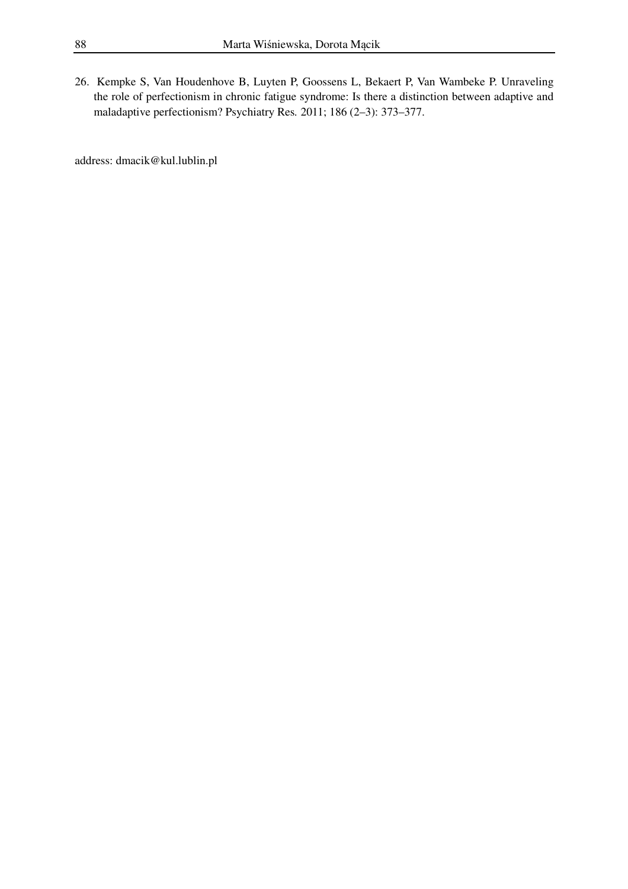26. Kempke S, Van Houdenhove B, Luyten P, Goossens L, Bekaert P, Van Wambeke P. Unraveling the role of perfectionism in chronic fatigue syndrome: Is there a distinction between adaptive and maladaptive perfectionism? Psychiatry Res. 2011; 186 (2–3): 373–377.

address: dmacik@kul.lublin.pl